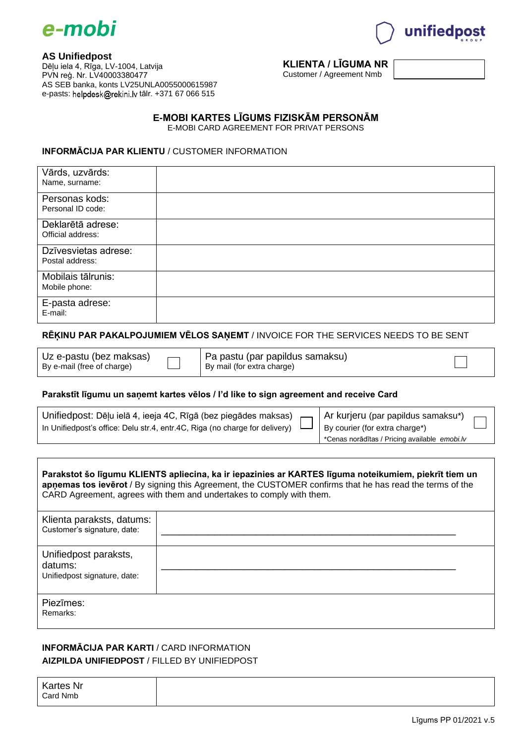e-mobi

unifiedpost GROUP

**AS Unifiedpost**
Dēļu iela 4, Rīga, LV-1004, Latvija
PVN reģ. Nr. LV40003380477
AS SEB banka, konts LV25UNLA0055000615987
e-pasts: helpdesk@rekini.lv tālr. +371 67 066 515

| **KLIENTA / LĪGUMA NR** Customer / Agreement Nmb | |
|---|---|

## E-MOBI KARTES LĪGUMS FIZISKĀM PERSONĀM
E-MOBI CARD AGREEMENT FOR PRIVAT PERSONS

### INFORMĀCIJA PAR KLIENTU / CUSTOMER INFORMATION

| | |
|---|---|
| Vārds, uzvārds: Name, surname: | |
| Personas kods: Personal ID code: | |
| Deklarētā adrese: Official address: | |
| Dzīvesvietas adrese: Postal address: | |
| Mobilais tālrunis: Mobile phone: | |
| E-pasta adrese: E-mail: | |

### RĒĶINU PAR PAKALPOJUMIEM VĒLOS SAŅEMT / INVOICE FOR THE SERVICES NEEDS TO BE SENT

| | | | |
|---|---|---|---|
| Uz e-pastu (bez maksas) By e-mail (free of charge) | ☐ | Pa pastu (par papildus samaksu) By mail (for extra charge) | ☐ |

### Parakstīt līgumu un saņemt kartes vēlos / I'd like to sign agreement and receive Card

| | | | |
|---|---|---|---|
| Unifiedpost: Dēļu ielā 4, ieeja 4C, Rīgā (bez piegādes maksas) In Unifiedpost's office: Delu str.4, entr.4C, Riga (no charge for delivery) | ☐ | Ar kurjeru (par papildus samaksu*) By courier (for extra charge*) *Cenas norādītas / Pricing available *emobi.lv* | ☐ |

**Parakstot šo līgumu KLIENTS apliecina, ka ir iepazinies ar KARTES līguma noteikumiem, piekrīt tiem un apņemas tos ievērot** / By signing this Agreement, the CUSTOMER confirms that he has read the terms of the CARD Agreement, agrees with them and undertakes to comply with them.

| | |
|---|---|
| Klienta paraksts, datums: Customer's signature, date: | ______________________________ |
| Unifiedpost paraksts, datums: Unifiedpost signature, date: | ______________________________ |
| Piezīmes: Remarks: | |

### INFORMĀCIJA PAR KARTI / CARD INFORMATION
### AIZPILDA UNIFIEDPOST / FILLED BY UNIFIEDPOST

| | |
|---|---|
| Kartes Nr Card Nmb | |

Līgums PP 01/2021 v.5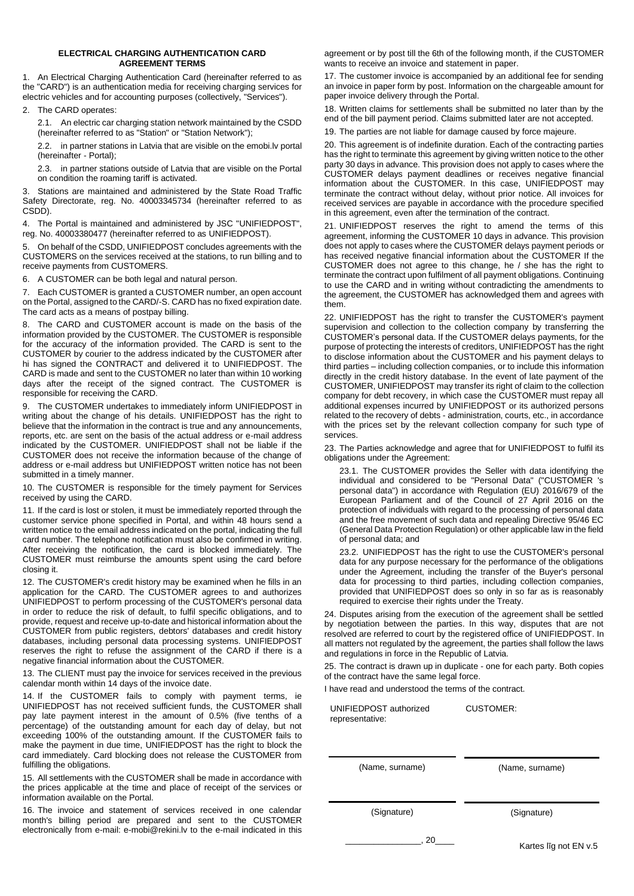# ELECTRICAL CHARGING AUTHENTICATION CARD AGREEMENT TERMS

1. An Electrical Charging Authentication Card (hereinafter referred to as the "CARD") is an authentication media for receiving charging services for electric vehicles and for accounting purposes (collectively, "Services").

2. The CARD operates:

   2.1. An electric car charging station network maintained by the CSDD (hereinafter referred to as "Station" or "Station Network");

   2.2. in partner stations in Latvia that are visible on the emobi.lv portal (hereinafter - Portal);

   2.3. in partner stations outside of Latvia that are visible on the Portal on condition the roaming tariff is activated.

3. Stations are maintained and administered by the State Road Traffic Safety Directorate, reg. No. 40003345734 (hereinafter referred to as CSDD).

4. The Portal is maintained and administered by JSC "UNIFIEDPOST", reg. No. 40003380477 (hereinafter referred to as UNIFIEDPOST).

5. On behalf of the CSDD, UNIFIEDPOST concludes agreements with the CUSTOMERS on the services received at the stations, to run billing and to receive payments from CUSTOMERS.

6. A CUSTOMER can be both legal and natural person.

7. Each CUSTOMER is granted a CUSTOMER number, an open account on the Portal, assigned to the CARD/-S. CARD has no fixed expiration date. The card acts as a means of postpay billing.

8. The CARD and CUSTOMER account is made on the basis of the information provided by the CUSTOMER. The CUSTOMER is responsible for the accuracy of the information provided. The CARD is sent to the CUSTOMER by courier to the address indicated by the CUSTOMER after hi has signed the CONTRACT and delivered it to UNIFIEDPOST. The CARD is made and sent to the CUSTOMER no later than within 10 working days after the receipt of the signed contract. The CUSTOMER is responsible for receiving the CARD.

9. The CUSTOMER undertakes to immediately inform UNIFIEDPOST in writing about the change of his details. UNIFIEDPOST has the right to believe that the information in the contract is true and any announcements, reports, etc. are sent on the basis of the actual address or e-mail address indicated by the CUSTOMER. UNIFIEDPOST shall not be liable if the CUSTOMER does not receive the information because of the change of address or e-mail address but UNIFIEDPOST written notice has not been submitted in a timely manner.

10. The CUSTOMER is responsible for the timely payment for Services received by using the CARD.

11. If the card is lost or stolen, it must be immediately reported through the customer service phone specified in Portal, and within 48 hours send a written notice to the email address indicated on the portal, indicating the full card number. The telephone notification must also be confirmed in writing. After receiving the notification, the card is blocked immediately. The CUSTOMER must reimburse the amounts spent using the card before closing it.

12. The CUSTOMER's credit history may be examined when he fills in an application for the CARD. The CUSTOMER agrees to and authorizes UNIFIEDPOST to perform processing of the CUSTOMER's personal data in order to reduce the risk of default, to fulfil specific obligations, and to provide, request and receive up-to-date and historical information about the CUSTOMER from public registers, debtors' databases and credit history databases, including personal data processing systems. UNIFIEDPOST reserves the right to refuse the assignment of the CARD if there is a negative financial information about the CUSTOMER.

13. The CLIENT must pay the invoice for services received in the previous calendar month within 14 days of the invoice date.

14. If the CUSTOMER fails to comply with payment terms, ie UNIFIEDPOST has not received sufficient funds, the CUSTOMER shall pay late payment interest in the amount of 0.5% (five tenths of a percentage) of the outstanding amount for each day of delay, but not exceeding 100% of the outstanding amount. If the CUSTOMER fails to make the payment in due time, UNIFIEDPOST has the right to block the card immediately. Card blocking does not release the CUSTOMER from fulfilling the obligations.

15. All settlements with the CUSTOMER shall be made in accordance with the prices applicable at the time and place of receipt of the services or information available on the Portal.

16. The invoice and statement of services received in one calendar month's billing period are prepared and sent to the CUSTOMER electronically from e-mail: e-mobi@rekini.lv to the e-mail indicated in this agreement or by post till the 6th of the following month, if the CUSTOMER wants to receive an invoice and statement in paper.

17. The customer invoice is accompanied by an additional fee for sending an invoice in paper form by post. Information on the chargeable amount for paper invoice delivery through the Portal.

18. Written claims for settlements shall be submitted no later than by the end of the bill payment period. Claims submitted later are not accepted.

19. The parties are not liable for damage caused by force majeure.

20. This agreement is of indefinite duration. Each of the contracting parties has the right to terminate this agreement by giving written notice to the other party 30 days in advance. This provision does not apply to cases where the CUSTOMER delays payment deadlines or receives negative financial information about the CUSTOMER. In this case, UNIFIEDPOST may terminate the contract without delay, without prior notice. All invoices for received services are payable in accordance with the procedure specified in this agreement, even after the termination of the contract.

21. UNIFIEDPOST reserves the right to amend the terms of this agreement, informing the CUSTOMER 10 days in advance. This provision does not apply to cases where the CUSTOMER delays payment periods or has received negative financial information about the CUSTOMER If the CUSTOMER does not agree to this change, he / she has the right to terminate the contract upon fulfilment of all payment obligations. Continuing to use the CARD and in writing without contradicting the amendments to the agreement, the CUSTOMER has acknowledged them and agrees with them.

22. UNIFIEDPOST has the right to transfer the CUSTOMER's payment supervision and collection to the collection company by transferring the CUSTOMER's personal data. If the CUSTOMER delays payments, for the purpose of protecting the interests of creditors, UNIFIEDPOST has the right to disclose information about the CUSTOMER and his payment delays to third parties – including collection companies, or to include this information directly in the credit history database. In the event of late payment of the CUSTOMER, UNIFIEDPOST may transfer its right of claim to the collection company for debt recovery, in which case the CUSTOMER must repay all additional expenses incurred by UNIFIEDPOST or its authorized persons related to the recovery of debts - administration, courts, etc., in accordance with the prices set by the relevant collection company for such type of services.

23. The Parties acknowledge and agree that for UNIFIEDPOST to fulfil its obligations under the Agreement:

   23.1. The CUSTOMER provides the Seller with data identifying the individual and considered to be "Personal Data" ("CUSTOMER 's personal data") in accordance with Regulation (EU) 2016/679 of the European Parliament and of the Council of 27 April 2016 on the protection of individuals with regard to the processing of personal data and the free movement of such data and repealing Directive 95/46 EC (General Data Protection Regulation) or other applicable law in the field of personal data; and

   23.2. UNIFIEDPOST has the right to use the CUSTOMER's personal data for any purpose necessary for the performance of the obligations under the Agreement, including the transfer of the Buyer's personal data for processing to third parties, including collection companies, provided that UNIFIEDPOST does so only in so far as is reasonably required to exercise their rights under the Treaty.

24. Disputes arising from the execution of the agreement shall be settled by negotiation between the parties. In this way, disputes that are not resolved are referred to court by the registered office of UNIFIEDPOST. In all matters not regulated by the agreement, the parties shall follow the laws and regulations in force in the Republic of Latvia.

25. The contract is drawn up in duplicate - one for each party. Both copies of the contract have the same legal force.

I have read and understood the terms of the contract.

| UNIFIEDPOST authorized representative: | CUSTOMER: |
|---|---|
| (Name, surname) | (Name, surname) |
| (Signature) | (Signature) |

_______________, 20____

Kartes līg not EN v.5